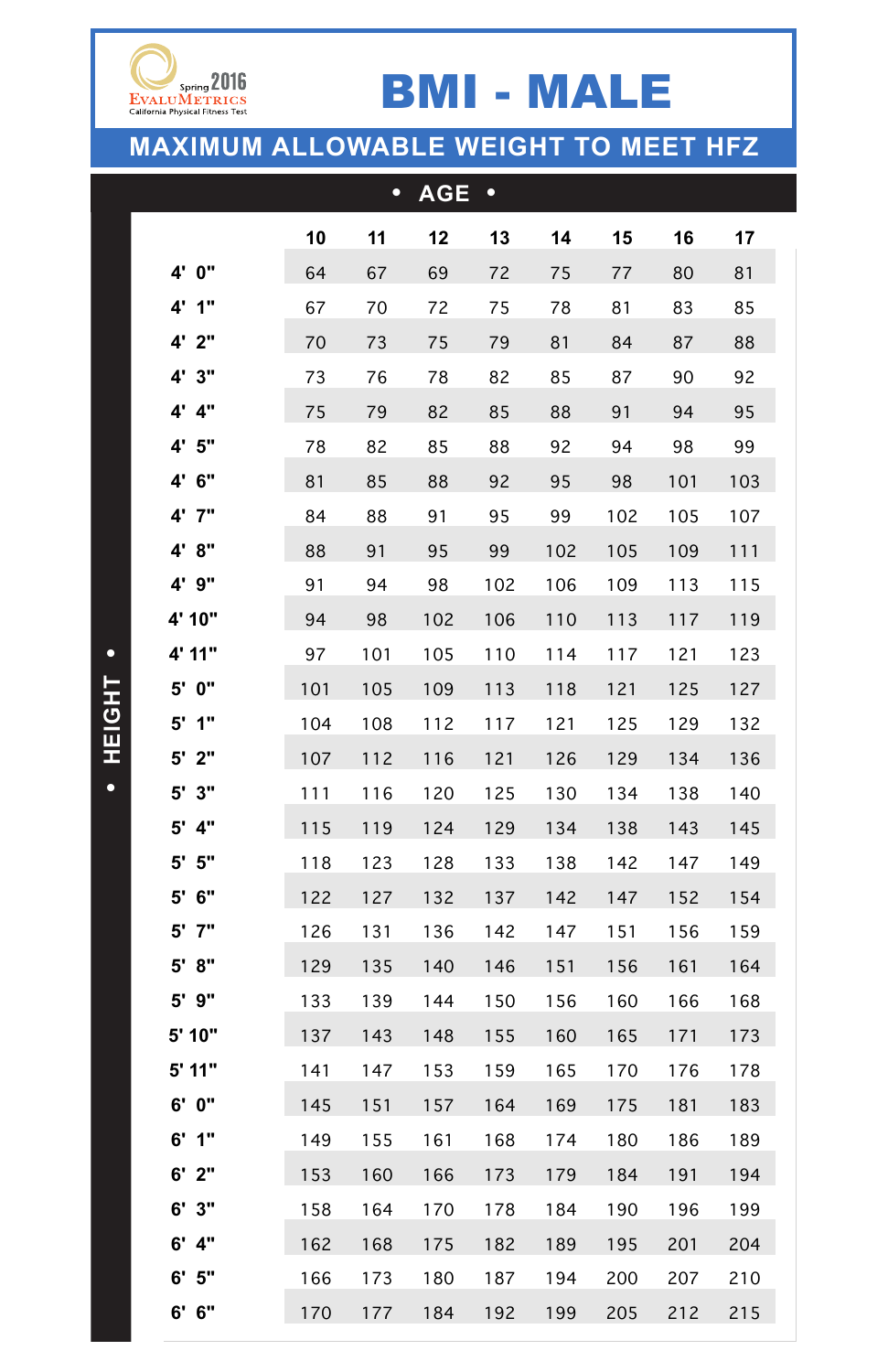Spring 2016 EvaluMetrics California Physical Fitness Test

# BMI - MALE

## MAXIMUM ALLOWABLE WEIGHT TO MEET HFZ

| HEIGHT | AGE 10 | 11 | 12 | 13 | 14 | 15 | 16 | 17 |
|---|---|---|---|---|---|---|---|---|
| 4' 0" | 64 | 67 | 69 | 72 | 75 | 77 | 80 | 81 |
| 4' 1" | 67 | 70 | 72 | 75 | 78 | 81 | 83 | 85 |
| 4' 2" | 70 | 73 | 75 | 79 | 81 | 84 | 87 | 88 |
| 4' 3" | 73 | 76 | 78 | 82 | 85 | 87 | 90 | 92 |
| 4' 4" | 75 | 79 | 82 | 85 | 88 | 91 | 94 | 95 |
| 4' 5" | 78 | 82 | 85 | 88 | 92 | 94 | 98 | 99 |
| 4' 6" | 81 | 85 | 88 | 92 | 95 | 98 | 101 | 103 |
| 4' 7" | 84 | 88 | 91 | 95 | 99 | 102 | 105 | 107 |
| 4' 8" | 88 | 91 | 95 | 99 | 102 | 105 | 109 | 111 |
| 4' 9" | 91 | 94 | 98 | 102 | 106 | 109 | 113 | 115 |
| 4' 10" | 94 | 98 | 102 | 106 | 110 | 113 | 117 | 119 |
| 4' 11" | 97 | 101 | 105 | 110 | 114 | 117 | 121 | 123 |
| 5' 0" | 101 | 105 | 109 | 113 | 118 | 121 | 125 | 127 |
| 5' 1" | 104 | 108 | 112 | 117 | 121 | 125 | 129 | 132 |
| 5' 2" | 107 | 112 | 116 | 121 | 126 | 129 | 134 | 136 |
| 5' 3" | 111 | 116 | 120 | 125 | 130 | 134 | 138 | 140 |
| 5' 4" | 115 | 119 | 124 | 129 | 134 | 138 | 143 | 145 |
| 5' 5" | 118 | 123 | 128 | 133 | 138 | 142 | 147 | 149 |
| 5' 6" | 122 | 127 | 132 | 137 | 142 | 147 | 152 | 154 |
| 5' 7" | 126 | 131 | 136 | 142 | 147 | 151 | 156 | 159 |
| 5' 8" | 129 | 135 | 140 | 146 | 151 | 156 | 161 | 164 |
| 5' 9" | 133 | 139 | 144 | 150 | 156 | 160 | 166 | 168 |
| 5' 10" | 137 | 143 | 148 | 155 | 160 | 165 | 171 | 173 |
| 5' 11" | 141 | 147 | 153 | 159 | 165 | 170 | 176 | 178 |
| 6' 0" | 145 | 151 | 157 | 164 | 169 | 175 | 181 | 183 |
| 6' 1" | 149 | 155 | 161 | 168 | 174 | 180 | 186 | 189 |
| 6' 2" | 153 | 160 | 166 | 173 | 179 | 184 | 191 | 194 |
| 6' 3" | 158 | 164 | 170 | 178 | 184 | 190 | 196 | 199 |
| 6' 4" | 162 | 168 | 175 | 182 | 189 | 195 | 201 | 204 |
| 6' 5" | 166 | 173 | 180 | 187 | 194 | 200 | 207 | 210 |
| 6' 6" | 170 | 177 | 184 | 192 | 199 | 205 | 212 | 215 |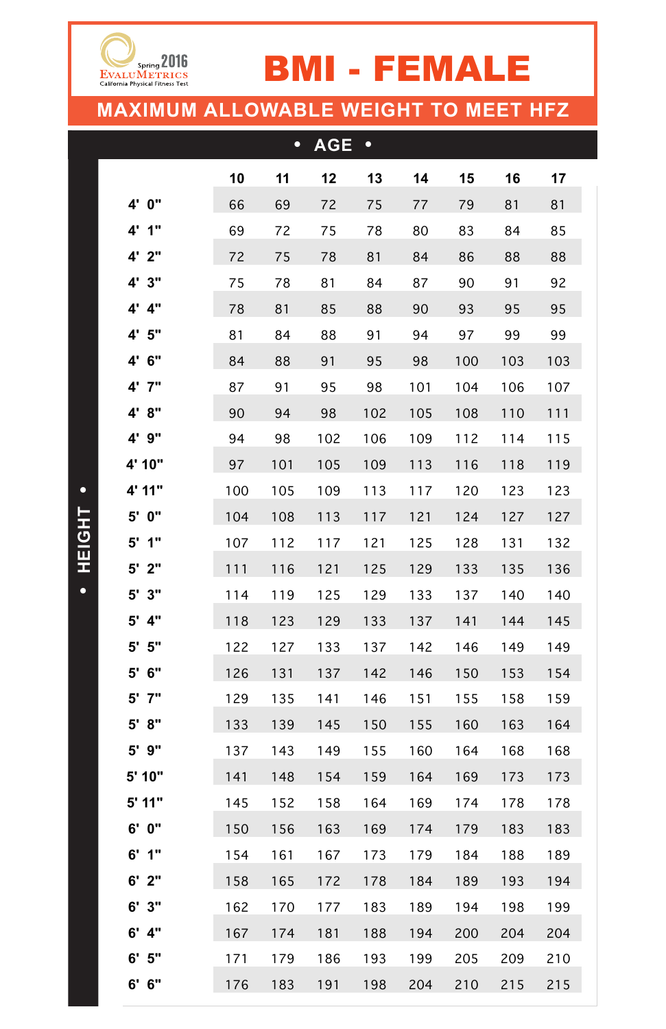Spring 2016
EvaluMetrics
California Physical Fitness Test

# BMI - FEMALE

## MAXIMUM ALLOWABLE WEIGHT TO MEET HFZ

| HEIGHT | AGE 10 | 11 | 12 | 13 | 14 | 15 | 16 | 17 |
|---|---|---|---|---|---|---|---|---|
| 4' 0" | 66 | 69 | 72 | 75 | 77 | 79 | 81 | 81 |
| 4' 1" | 69 | 72 | 75 | 78 | 80 | 83 | 84 | 85 |
| 4' 2" | 72 | 75 | 78 | 81 | 84 | 86 | 88 | 88 |
| 4' 3" | 75 | 78 | 81 | 84 | 87 | 90 | 91 | 92 |
| 4' 4" | 78 | 81 | 85 | 88 | 90 | 93 | 95 | 95 |
| 4' 5" | 81 | 84 | 88 | 91 | 94 | 97 | 99 | 99 |
| 4' 6" | 84 | 88 | 91 | 95 | 98 | 100 | 103 | 103 |
| 4' 7" | 87 | 91 | 95 | 98 | 101 | 104 | 106 | 107 |
| 4' 8" | 90 | 94 | 98 | 102 | 105 | 108 | 110 | 111 |
| 4' 9" | 94 | 98 | 102 | 106 | 109 | 112 | 114 | 115 |
| 4' 10" | 97 | 101 | 105 | 109 | 113 | 116 | 118 | 119 |
| 4' 11" | 100 | 105 | 109 | 113 | 117 | 120 | 123 | 123 |
| 5' 0" | 104 | 108 | 113 | 117 | 121 | 124 | 127 | 127 |
| 5' 1" | 107 | 112 | 117 | 121 | 125 | 128 | 131 | 132 |
| 5' 2" | 111 | 116 | 121 | 125 | 129 | 133 | 135 | 136 |
| 5' 3" | 114 | 119 | 125 | 129 | 133 | 137 | 140 | 140 |
| 5' 4" | 118 | 123 | 129 | 133 | 137 | 141 | 144 | 145 |
| 5' 5" | 122 | 127 | 133 | 137 | 142 | 146 | 149 | 149 |
| 5' 6" | 126 | 131 | 137 | 142 | 146 | 150 | 153 | 154 |
| 5' 7" | 129 | 135 | 141 | 146 | 151 | 155 | 158 | 159 |
| 5' 8" | 133 | 139 | 145 | 150 | 155 | 160 | 163 | 164 |
| 5' 9" | 137 | 143 | 149 | 155 | 160 | 164 | 168 | 168 |
| 5' 10" | 141 | 148 | 154 | 159 | 164 | 169 | 173 | 173 |
| 5' 11" | 145 | 152 | 158 | 164 | 169 | 174 | 178 | 178 |
| 6' 0" | 150 | 156 | 163 | 169 | 174 | 179 | 183 | 183 |
| 6' 1" | 154 | 161 | 167 | 173 | 179 | 184 | 188 | 189 |
| 6' 2" | 158 | 165 | 172 | 178 | 184 | 189 | 193 | 194 |
| 6' 3" | 162 | 170 | 177 | 183 | 189 | 194 | 198 | 199 |
| 6' 4" | 167 | 174 | 181 | 188 | 194 | 200 | 204 | 204 |
| 6' 5" | 171 | 179 | 186 | 193 | 199 | 205 | 209 | 210 |
| 6' 6" | 176 | 183 | 191 | 198 | 204 | 210 | 215 | 215 |